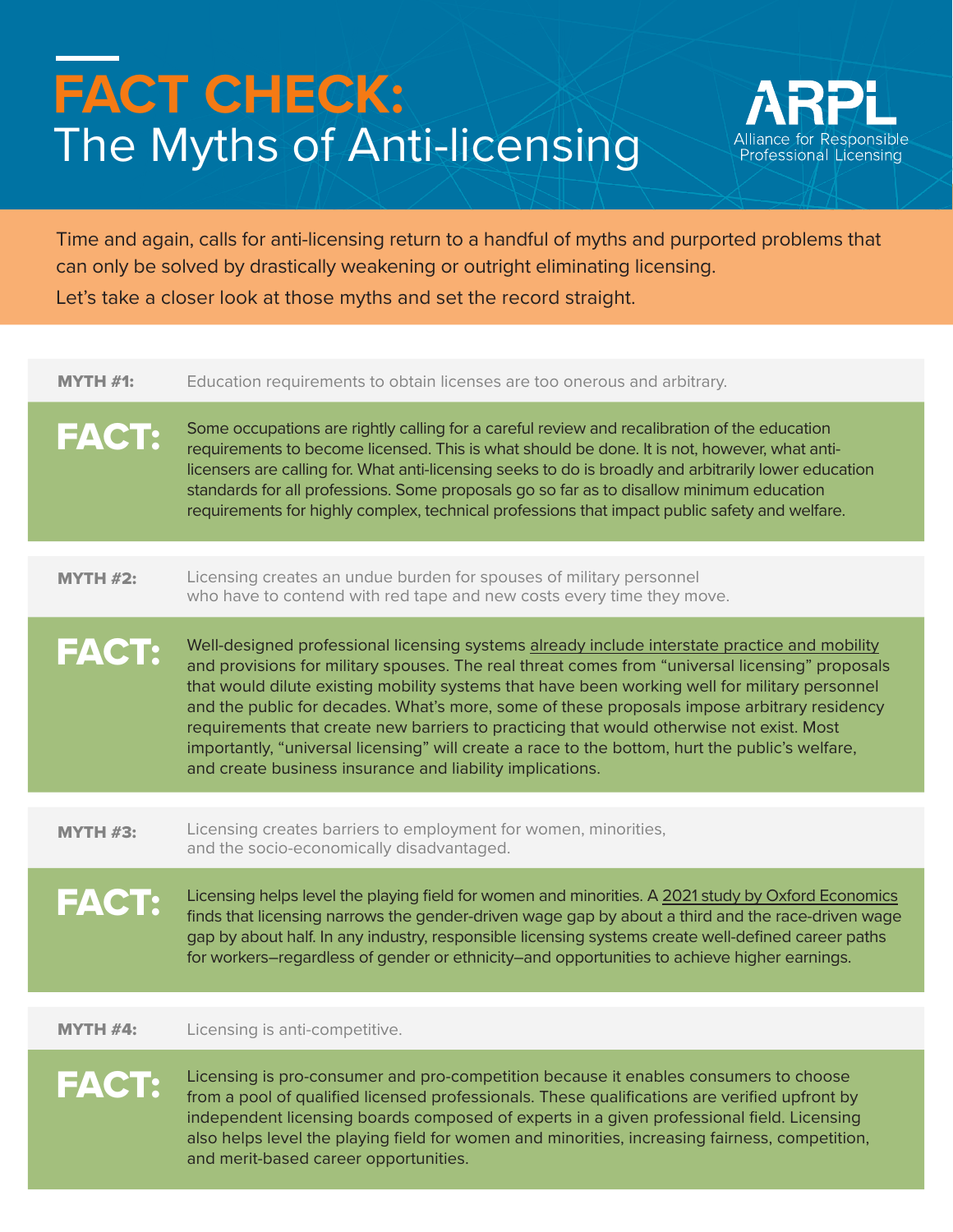# FACT CHECK: The Myths of Anti-licensing

ARPL
Alliance for Responsible Professional Licensing

Time and again, calls for anti-licensing return to a handful of myths and purported problems that can only be solved by drastically weakening or outright eliminating licensing.

Let's take a closer look at those myths and set the record straight.

**MYTH #1:** Education requirements to obtain licenses are too onerous and arbitrary.

**FACT:** Some occupations are rightly calling for a careful review and recalibration of the education requirements to become licensed. This is what should be done. It is not, however, what anti-licensers are calling for. What anti-licensing seeks to do is broadly and arbitrarily lower education standards for all professions. Some proposals go so far as to disallow minimum education requirements for highly complex, technical professions that impact public safety and welfare.

**MYTH #2:** Licensing creates an undue burden for spouses of military personnel who have to contend with red tape and new costs every time they move.

**FACT:** Well-designed professional licensing systems already include interstate practice and mobility and provisions for military spouses. The real threat comes from "universal licensing" proposals that would dilute existing mobility systems that have been working well for military personnel and the public for decades. What's more, some of these proposals impose arbitrary residency requirements that create new barriers to practicing that would otherwise not exist. Most importantly, "universal licensing" will create a race to the bottom, hurt the public's welfare, and create business insurance and liability implications.

**MYTH #3:** Licensing creates barriers to employment for women, minorities, and the socio-economically disadvantaged.

**FACT:** Licensing helps level the playing field for women and minorities. A 2021 study by Oxford Economics finds that licensing narrows the gender-driven wage gap by about a third and the race-driven wage gap by about half. In any industry, responsible licensing systems create well-defined career paths for workers–regardless of gender or ethnicity–and opportunities to achieve higher earnings.

**MYTH #4:** Licensing is anti-competitive.

**FACT:** Licensing is pro-consumer and pro-competition because it enables consumers to choose from a pool of qualified licensed professionals. These qualifications are verified upfront by independent licensing boards composed of experts in a given professional field. Licensing also helps level the playing field for women and minorities, increasing fairness, competition, and merit-based career opportunities.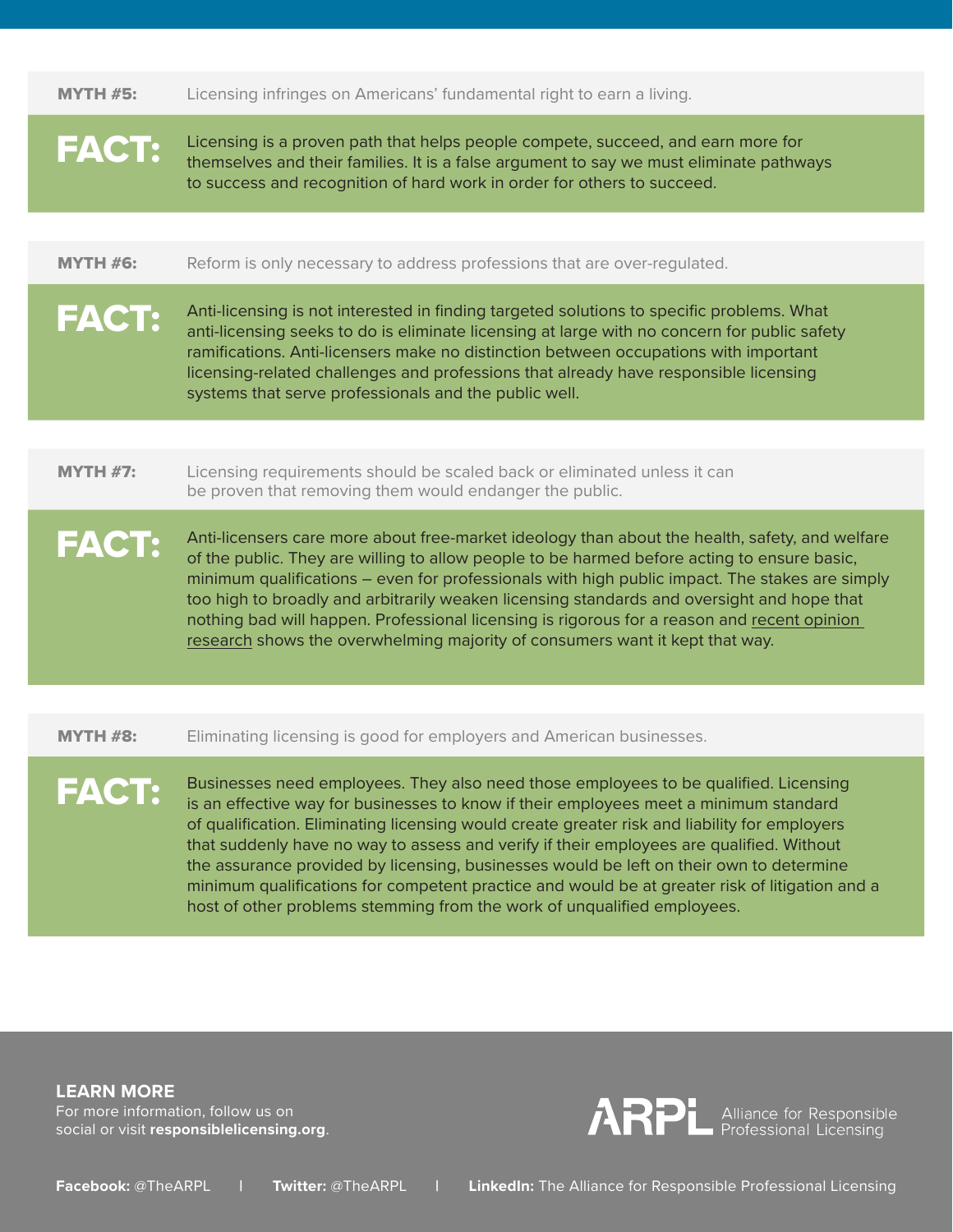**MYTH #5:** Licensing infringes on Americans' fundamental right to earn a living.

**FACT:** Licensing is a proven path that helps people compete, succeed, and earn more for themselves and their families. It is a false argument to say we must eliminate pathways to success and recognition of hard work in order for others to succeed.

**MYTH #6:** Reform is only necessary to address professions that are over-regulated.

**FACT:** Anti-licensing is not interested in finding targeted solutions to specific problems. What anti-licensing seeks to do is eliminate licensing at large with no concern for public safety ramifications. Anti-licensers make no distinction between occupations with important licensing-related challenges and professions that already have responsible licensing systems that serve professionals and the public well.

**MYTH #7:** Licensing requirements should be scaled back or eliminated unless it can be proven that removing them would endanger the public.

**FACT:** Anti-licensers care more about free-market ideology than about the health, safety, and welfare of the public. They are willing to allow people to be harmed before acting to ensure basic, minimum qualifications – even for professionals with high public impact. The stakes are simply too high to broadly and arbitrarily weaken licensing standards and oversight and hope that nothing bad will happen. Professional licensing is rigorous for a reason and recent opinion research shows the overwhelming majority of consumers want it kept that way.

**MYTH #8:** Eliminating licensing is good for employers and American businesses.

**FACT:** Businesses need employees. They also need those employees to be qualified. Licensing is an effective way for businesses to know if their employees meet a minimum standard of qualification. Eliminating licensing would create greater risk and liability for employers that suddenly have no way to assess and verify if their employees are qualified. Without the assurance provided by licensing, businesses would be left on their own to determine minimum qualifications for competent practice and would be at greater risk of litigation and a host of other problems stemming from the work of unqualified employees.

**LEARN MORE**

For more information, follow us on social or visit **responsiblelicensing.org**.

ARPL Alliance for Responsible Professional Licensing

**Facebook:** @TheARPL | **Twitter:** @TheARPL | **LinkedIn:** The Alliance for Responsible Professional Licensing